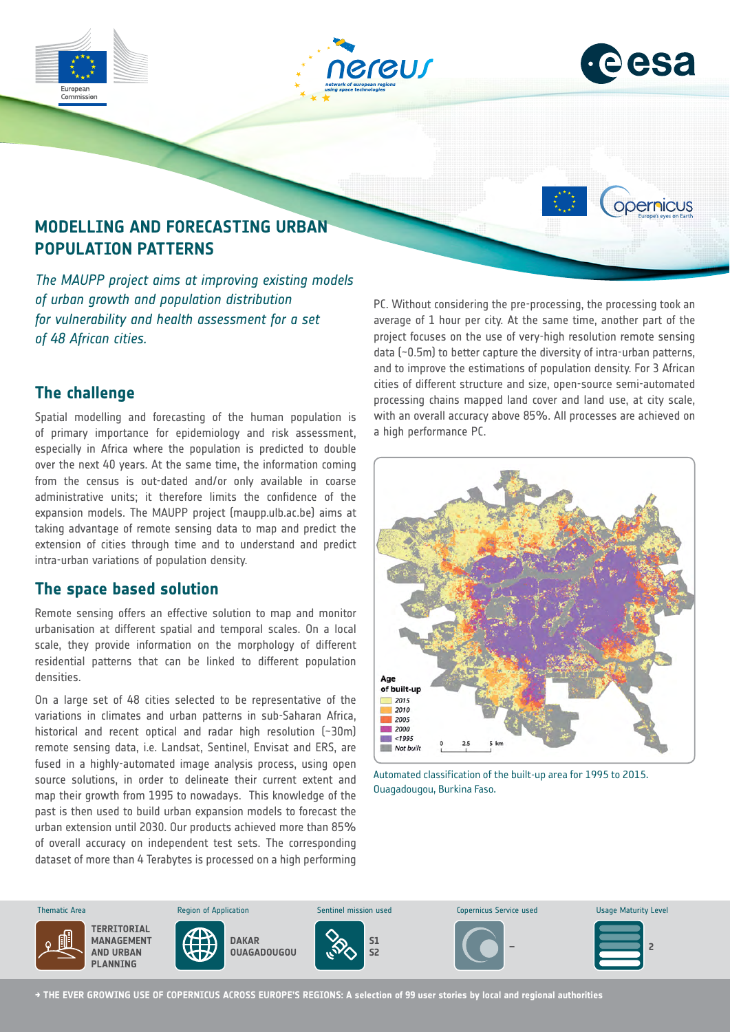# MODELLING AND FORECASTING URBAN POPULATION PATTERNS

*The MAUPP project aims at improving existing models of urban growth and population distribution for vulnerability and health assessment for a set of 48 African cities.*

## The challenge

Spatial modelling and forecasting of the human population is of primary importance for epidemiology and risk assessment, especially in Africa where the population is predicted to double over the next 40 years. At the same time, the information coming from the census is out-dated and/or only available in coarse administrative units; it therefore limits the confidence of the expansion models. The MAUPP project (maupp.ulb.ac.be) aims at taking advantage of remote sensing data to map and predict the extension of cities through time and to understand and predict intra-urban variations of population density.

## The space based solution

Remote sensing offers an effective solution to map and monitor urbanisation at different spatial and temporal scales. On a local scale, they provide information on the morphology of different residential patterns that can be linked to different population densities.

On a large set of 48 cities selected to be representative of the variations in climates and urban patterns in sub-Saharan Africa, historical and recent optical and radar high resolution (~30m) remote sensing data, i.e. Landsat, Sentinel, Envisat and ERS, are fused in a highly-automated image analysis process, using open source solutions, in order to delineate their current extent and map their growth from 1995 to nowadays. This knowledge of the past is then used to build urban expansion models to forecast the urban extension until 2030. Our products achieved more than 85% of overall accuracy on independent test sets. The corresponding dataset of more than 4 Terabytes is processed on a high performing PC. Without considering the pre-processing, the processing took an average of 1 hour per city. At the same time, another part of the project focuses on the use of very-high resolution remote sensing data (~0.5m) to better capture the diversity of intra-urban patterns, and to improve the estimations of population density. For 3 African cities of different structure and size, open-source semi-automated processing chains mapped land cover and land use, at city scale, with an overall accuracy above 85%. All processes are achieved on a high performance PC.

Automated classification of the built-up area for 1995 to 2015. Ouagadougou, Burkina Faso.

| Thematic Area | Region of Application | Sentinel mission used | Copernicus Service used | Usage Maturity Level |
|---|---|---|---|---|
| TERRITORIAL MANAGEMENT AND URBAN PLANNING | DAKAR OUAGADOUGOU | S1 S2 | – | 2 |

→ THE EVER GROWING USE OF COPERNICUS ACROSS EUROPE'S REGIONS: A selection of 99 user stories by local and regional authorities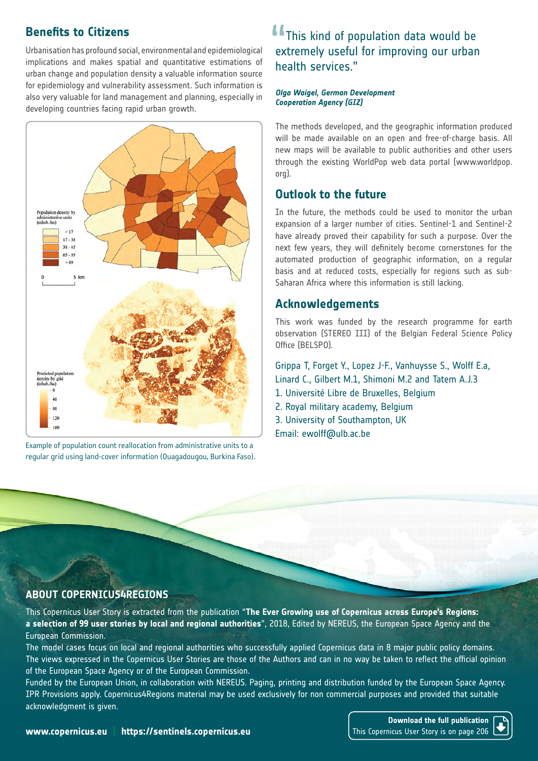## Benefits to Citizens

Urbanisation has profound social, environmental and epidemiological implications and makes spatial and quantitative estimations of urban change and population density a valuable information source for epidemiology and vulnerability assessment. Such information is also very valuable for land management and planning, especially in developing countries facing rapid urban growth.

Population density by administrative units (inhab./ha)

< 17
17 - 38
38 - 65
65 - 89
> 89

0 5 km

Predicted population density by grid (inhab./ha)

0
40
80
120
160

Example of population count reallocation from administrative units to a regular grid using land-cover information (Ouagadougou, Burkina Faso).

> "This kind of population data would be extremely useful for improving our urban health services."
>
> ***Olga Waigel, German Development Cooperation Agency (GIZ)***

The methods developed, and the geographic information produced will be made available on an open and free-of-charge basis. All new maps will be available to public authorities and other users through the existing WorldPop web data portal (www.worldpop.org).

## Outlook to the future

In the future, the methods could be used to monitor the urban expansion of a larger number of cities. Sentinel-1 and Sentinel-2 have already proved their capability for such a purpose. Over the next few years, they will definitely become cornerstones for the automated production of geographic information, on a regular basis and at reduced costs, especially for regions such as sub-Saharan Africa where this information is still lacking.

## Acknowledgements

This work was funded by the research programme for earth observation (STEREO III) of the Belgian Federal Science Policy Office (BELSPO).

Grippa T, Forget Y., Lopez J-F., Vanhuysse S., Wolff E.a, Linard C., Gilbert M.1, Shimoni M.2 and Tatem A.J.3

1. Université Libre de Bruxelles, Belgium
2. Royal military academy, Belgium
3. University of Southampton, UK

Email: ewolff@ulb.ac.be

## ABOUT COPERNICUS4REGIONS

This Copernicus User Story is extracted from the publication "**The Ever Growing use of Copernicus across Europe's Regions: a selection of 99 user stories by local and regional authorities**", 2018, Edited by NEREUS, the European Space Agency and the European Commission.

The model cases focus on local and regional authorities who successfully applied Copernicus data in 8 major public policy domains. The views expressed in the Copernicus User Stories are those of the Authors and can in no way be taken to reflect the official opinion of the European Space Agency or of the European Commission.

Funded by the European Union, in collaboration with NEREUS. Paging, printing and distribution funded by the European Space Agency. IPR Provisions apply. Copernicus4Regions material may be used exclusively for non commercial purposes and provided that suitable acknowledgment is given.

**www.copernicus.eu** | **https://sentinels.copernicus.eu**

**Download the full publication**
This Copernicus User Story is on page 206